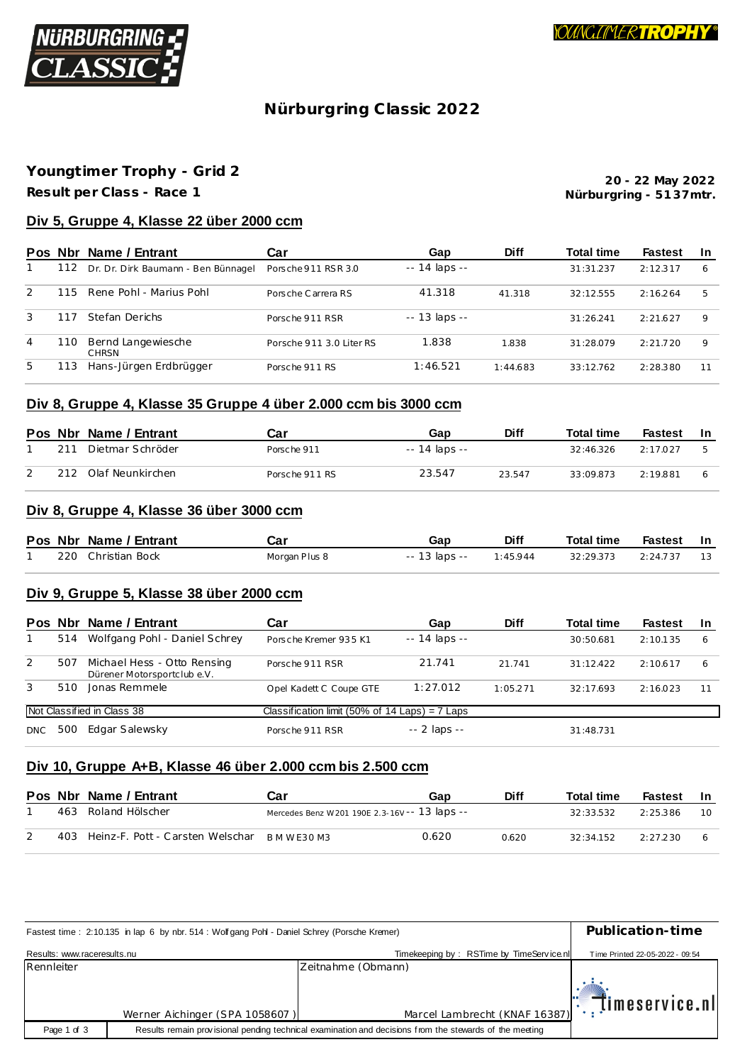# Nürburgring Classic 2022

## Youngtimer Trophy - Grid 2

**Result per Class - Race 1**

**20 - 22 May 2022**
**Nürburgring - 5137mtr.**

### Div 5, Gruppe 4, Klasse 22 über 2000 ccm

| Pos | Nbr | Name / Entrant | Car | Gap | Diff | Total time | Fastest | In |
|---|---|---|---|---|---|---|---|---|
| 1 | 112 | Dr. Dr. Dirk Baumann - Ben Bünnagel | Porsche 911 RSR 3.0 | -- 14 laps -- | | 31:31.237 | 2:12.317 | 6 |
| 2 | 115 | Rene Pohl - Marius Pohl | Porsche Carrera RS | 41.318 | 41.318 | 32:12.555 | 2:16.264 | 5 |
| 3 | 117 | Stefan Derichs | Porsche 911 RSR | -- 13 laps -- | | 31:26.241 | 2:21.627 | 9 |
| 4 | 110 | Bernd Langewiesche CHRSN | Porsche 911 3.0 Liter RS | 1.838 | 1.838 | 31:28.079 | 2:21.720 | 9 |
| 5 | 113 | Hans-Jürgen Erdbrügger | Porsche 911 RS | 1:46.521 | 1:44.683 | 33:12.762 | 2:28.380 | 11 |

### Div 8, Gruppe 4, Klasse 35 Gruppe 4 über 2.000 ccm bis 3000 ccm

| Pos | Nbr | Name / Entrant | Car | Gap | Diff | Total time | Fastest | In |
|---|---|---|---|---|---|---|---|---|
| 1 | 211 | Dietmar Schröder | Porsche 911 | -- 14 laps -- | | 32:46.326 | 2:17.027 | 5 |
| 2 | 212 | Olaf Neunkirchen | Porsche 911 RS | 23.547 | 23.547 | 33:09.873 | 2:19.881 | 6 |

### Div 8, Gruppe 4, Klasse 36 über 3000 ccm

| Pos | Nbr | Name / Entrant | Car | Gap | Diff | Total time | Fastest | In |
|---|---|---|---|---|---|---|---|---|
| 1 | 220 | Christian Bock | Morgan Plus 8 | -- 13 laps -- | 1:45.944 | 32:29.373 | 2:24.737 | 13 |

### Div 9, Gruppe 5, Klasse 38 über 2000 ccm

| Pos | Nbr | Name / Entrant | Car | Gap | Diff | Total time | Fastest | In |
|---|---|---|---|---|---|---|---|---|
| 1 | 514 | Wolfgang Pohl - Daniel Schrey | Porsche Kremer 935 K1 | -- 14 laps -- | | 30:50.681 | 2:10.135 | 6 |
| 2 | 507 | Michael Hess - Otto Rensing Dürener Motorsportclub e.V. | Porsche 911 RSR | 21.741 | 21.741 | 31:12.422 | 2:10.617 | 6 |
| 3 | 510 | Jonas Remmele | Opel Kadett C Coupe GTE | 1:27.012 | 1:05.271 | 32:17.693 | 2:16.023 | 11 |
| Not Classified in Class 38 | | | Classification limit (50% of 14 Laps) = 7 Laps | | | | | |
| DNC | 500 | Edgar Salewsky | Porsche 911 RSR | -- 2 laps -- | | 31:48.731 | | |

### Div 10, Gruppe A+B, Klasse 46 über 2.000 ccm bis 2.500 ccm

| Pos | Nbr | Name / Entrant | Car | Gap | Diff | Total time | Fastest | In |
|---|---|---|---|---|---|---|---|---|
| 1 | 463 | Roland Hölscher | Mercedes Benz W201 190E 2.3-16V | -- 13 laps -- | | 32:33.532 | 2:25.386 | 10 |
| 2 | 403 | Heinz-F. Pott - Carsten Welschar | B M W E30 M3 | 0.620 | 0.620 | 32:34.152 | 2:27.230 | 6 |

Fastest time : 2:10.135 in lap 6 by nbr. 514 : Wolfgang Pohl - Daniel Schrey (Porsche Kremer)

**Publication-time**

Results: www.raceresults.nu

Timekeeping by : RSTime by TimeService.nl

Time Printed 22-05-2022 - 09:54

| Rennleiter | Zeitnahme (Obmann) |
|---|---|
| Werner Aichinger (SPA 1058607) | Marcel Lambrecht (KNAF 16387) |

Results remain provisional pending technical examination and decisions from the stewards of the meeting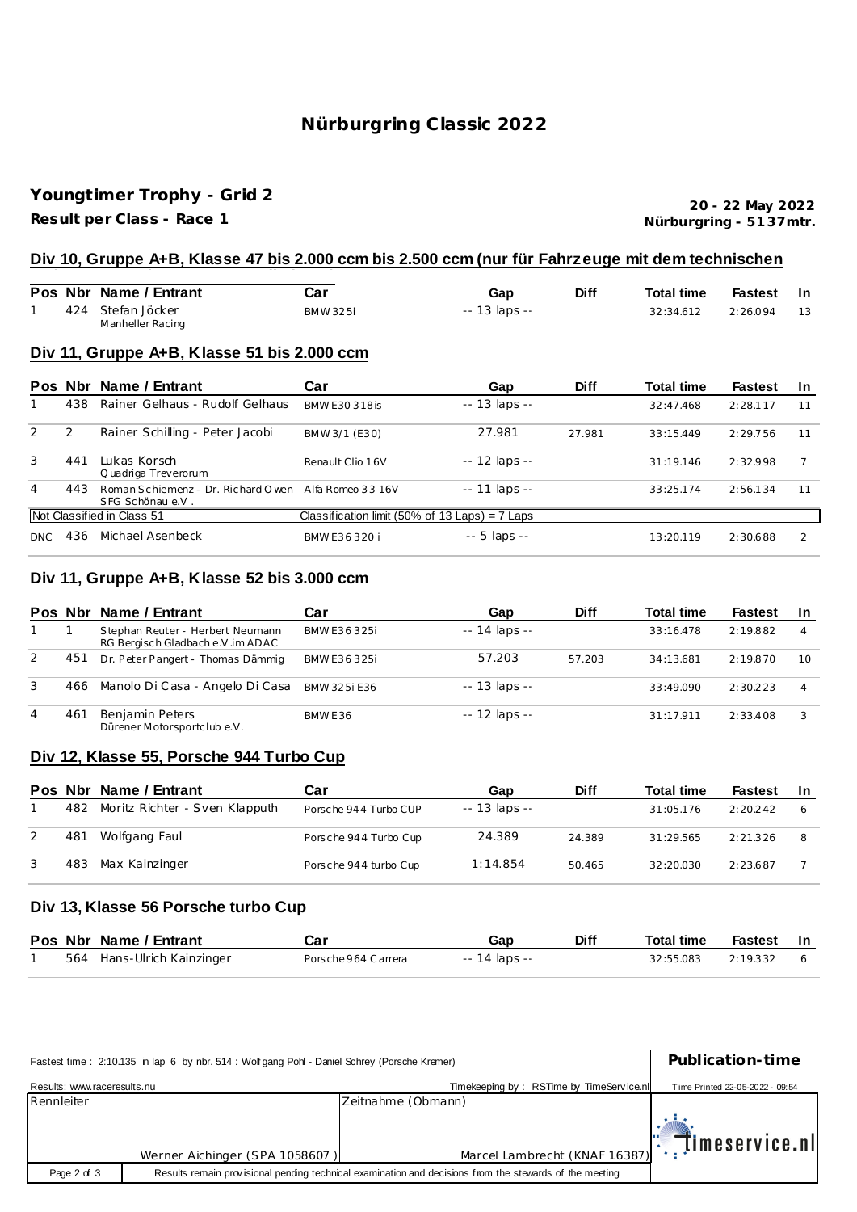# Nürburgring Classic 2022

## Youngtimer Trophy - Grid 2

**Result per Class - Race 1**

**20 - 22 May 2022**
**Nürburgring - 5137mtr.**

### Div 10, Gruppe A+B, Klasse 47 bis 2.000 ccm bis 2.500 ccm (nur für Fahrzeuge mit dem technischen

| Pos | Nbr | Name / Entrant | Car | Gap | Diff | Total time | Fastest | In |
|---|---|---|---|---|---|---|---|---|
| 1 | 424 | Stefan Jöcker<br>Manheller Racing | BMW 325i | -- 13 laps -- | | 32:34.612 | 2:26.094 | 13 |

### Div 11, Gruppe A+B, Klasse 51 bis 2.000 ccm

| Pos | Nbr | Name / Entrant | Car | Gap | Diff | Total time | Fastest | In |
|---|---|---|---|---|---|---|---|---|
| 1 | 438 | Rainer Gelhaus - Rudolf Gelhaus | BMW E30 318is | -- 13 laps -- | | 32:47.468 | 2:28.117 | 11 |
| 2 | 2 | Rainer Schilling - Peter Jacobi | BMW 3/1 (E30) | 27.981 | 27.981 | 33:15.449 | 2:29.756 | 11 |
| 3 | 441 | Lukas Korsch<br>Quadriga Treverorum | Renault Clio 16V | -- 12 laps -- | | 31:19.146 | 2:32.998 | 7 |
| 4 | 443 | Roman Schiemenz - Dr. Richard Owen<br>SFG Schönau e.V. | Alfa Romeo 33 16V | -- 11 laps -- | | 33:25.174 | 2:56.134 | 11 |
| Not Classified in Class 51 | | | Classification limit (50% of 13 Laps) = 7 Laps | | | | | |
| DNC | 436 | Michael Asenbeck | BMW E36 320 i | -- 5 laps -- | | 13:20.119 | 2:30.688 | 2 |

### Div 11, Gruppe A+B, Klasse 52 bis 3.000 ccm

| Pos | Nbr | Name / Entrant | Car | Gap | Diff | Total time | Fastest | In |
|---|---|---|---|---|---|---|---|---|
| 1 | 1 | Stephan Reuter - Herbert Neumann<br>RG Bergisch Gladbach e.V.im ADAC | BMW E36 325i | -- 14 laps -- | | 33:16.478 | 2:19.882 | 4 |
| 2 | 451 | Dr. Peter Pangert - Thomas Dämmig | BMW E36 325i | 57.203 | 57.203 | 34:13.681 | 2:19.870 | 10 |
| 3 | 466 | Manolo Di Casa - Angelo Di Casa | BMW 325i E36 | -- 13 laps -- | | 33:49.090 | 2:30.223 | 4 |
| 4 | 461 | Benjamin Peters<br>Dürener Motorsportclub e.V. | BMW E36 | -- 12 laps -- | | 31:17.911 | 2:33.408 | 3 |

### Div 12, Klasse 55, Porsche 944 Turbo Cup

| Pos | Nbr | Name / Entrant | Car | Gap | Diff | Total time | Fastest | In |
|---|---|---|---|---|---|---|---|---|
| 1 | 482 | Moritz Richter - Sven Klapputh | Porsche 944 Turbo CUP | -- 13 laps -- | | 31:05.176 | 2:20.242 | 6 |
| 2 | 481 | Wolfgang Faul | Porsche 944 Turbo Cup | 24.389 | 24.389 | 31:29.565 | 2:21.326 | 8 |
| 3 | 483 | Max Kainzinger | Porsche 944 turbo Cup | 1:14.854 | 50.465 | 32:20.030 | 2:23.687 | 7 |

### Div 13, Klasse 56 Porsche turbo Cup

| Pos | Nbr | Name / Entrant | Car | Gap | Diff | Total time | Fastest | In |
|---|---|---|---|---|---|---|---|---|
| 1 | 564 | Hans-Ulrich Kainzinger | Porsche 964 Carrera | -- 14 laps -- | | 32:55.083 | 2:19.332 | 6 |

Fastest time : 2:10.135 in lap 6 by nbr. 514 : Wolfgang Pohl - Daniel Schrey (Porsche Kremer)

**Publication-time**

Results: www.raceresults.nu | Timekeeping by : RSTime by TimeService.nl | Time Printed 22-05-2022 - 09:54

| Rennleiter | Zeitnahme (Obmann) |
|---|---|
| Werner Aichinger (SPA 1058607 ) | Marcel Lambrecht (KNAF 16387) |

timeservice.nl

Results remain provisional pending technical examination and decisions from the stewards of the meeting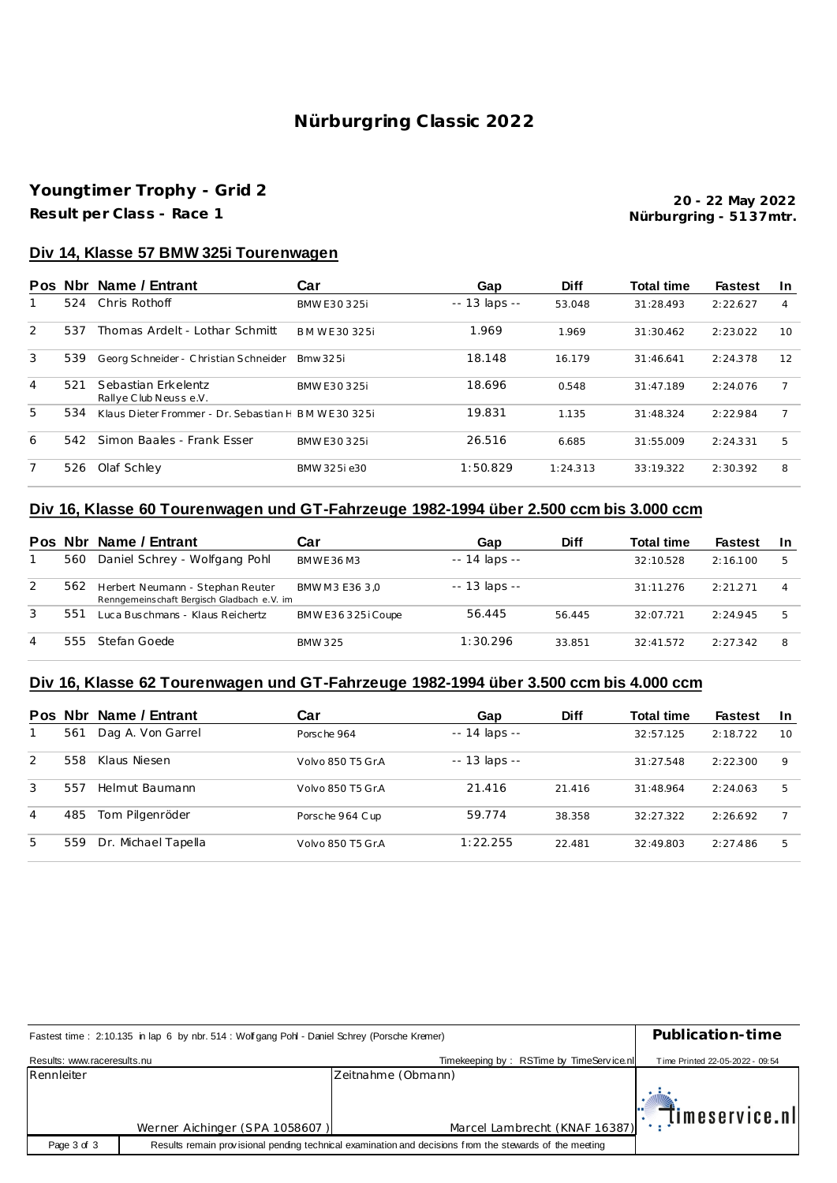# Nürburgring Classic 2022

## Youngtimer Trophy - Grid 2

**Result per Class - Race 1**

**20 - 22 May 2022**
**Nürburgring - 5137mtr.**

### Div 14, Klasse 57 BMW 325i Tourenwagen

| Pos | Nbr | Name / Entrant | Car | Gap | Diff | Total time | Fastest | In |
|---|---|---|---|---|---|---|---|---|
| 1 | 524 | Chris Rothoff | BMW E30 325i | -- 13 laps -- | 53.048 | 31:28.493 | 2:22.627 | 4 |
| 2 | 537 | Thomas Ardelt - Lothar Schmitt | B M W E30 325i | 1.969 | 1.969 | 31:30.462 | 2:23.022 | 10 |
| 3 | 539 | Georg Schneider - Christian Schneider | Bmw 325i | 18.148 | 16.179 | 31:46.641 | 2:24.378 | 12 |
| 4 | 521 | Sebastian Erkelentz<br>Rallye Club Neuss e.V. | BMW E30 325i | 18.696 | 0.548 | 31:47.189 | 2:24.076 | 7 |
| 5 | 534 | Klaus Dieter Frommer - Dr. Sebastian H | B M W E30 325i | 19.831 | 1.135 | 31:48.324 | 2:22.984 | 7 |
| 6 | 542 | Simon Baales - Frank Esser | BMW E30 325i | 26.516 | 6.685 | 31:55.009 | 2:24.331 | 5 |
| 7 | 526 | Olaf Schley | BMW 325i e30 | 1:50.829 | 1:24.313 | 33:19.322 | 2:30.392 | 8 |

### Div 16, Klasse 60 Tourenwagen und GT-Fahrzeuge 1982-1994 über 2.500 ccm bis 3.000 ccm

| Pos | Nbr | Name / Entrant | Car | Gap | Diff | Total time | Fastest | In |
|---|---|---|---|---|---|---|---|---|
| 1 | 560 | Daniel Schrey - Wolfgang Pohl | BMW E36 M3 | -- 14 laps -- | | 32:10.528 | 2:16.100 | 5 |
| 2 | 562 | Herbert Neumann - Stephan Reuter<br>Renngemeinschaft Bergisch Gladbach e.V. im | BMW M3 E36 3,0 | -- 13 laps -- | | 31:11.276 | 2:21.271 | 4 |
| 3 | 551 | Luca Buschmans - Klaus Reichertz | BMW E36 325i Coupe | 56.445 | 56.445 | 32:07.721 | 2:24.945 | 5 |
| 4 | 555 | Stefan Goede | BMW 325 | 1:30.296 | 33.851 | 32:41.572 | 2:27.342 | 8 |

### Div 16, Klasse 62 Tourenwagen und GT-Fahrzeuge 1982-1994 über 3.500 ccm bis 4.000 ccm

| Pos | Nbr | Name / Entrant | Car | Gap | Diff | Total time | Fastest | In |
|---|---|---|---|---|---|---|---|---|
| 1 | 561 | Dag A. Von Garrel | Porsche 964 | -- 14 laps -- | | 32:57.125 | 2:18.722 | 10 |
| 2 | 558 | Klaus Niesen | Volvo 850 T5 Gr.A | -- 13 laps -- | | 31:27.548 | 2:22.300 | 9 |
| 3 | 557 | Helmut Baumann | Volvo 850 T5 Gr.A | 21.416 | 21.416 | 31:48.964 | 2:24.063 | 5 |
| 4 | 485 | Tom Pilgenröder | Porsche 964 Cup | 59.774 | 38.358 | 32:27.322 | 2:26.692 | 7 |
| 5 | 559 | Dr. Michael Tapella | Volvo 850 T5 Gr.A | 1:22.255 | 22.481 | 32:49.803 | 2:27.486 | 5 |

Fastest time : 2:10.135 in lap 6 by nbr. 514 : Wolfgang Pohl - Daniel Schrey (Porsche Kremer)

**Publication-time**

Results: www.raceresults.nu

Timekeeping by : RSTime by TimeService.nl

Time Printed 22-05-2022 - 09:54

| Rennleiter | Zeitnahme (Obmann) |
|---|---|
| Werner Aichinger (SPA 1058607 ) | Marcel Lambrecht (KNAF 16387) |

timeservice.nl

Results remain provisional pending technical examination and decisions from the stewards of the meeting